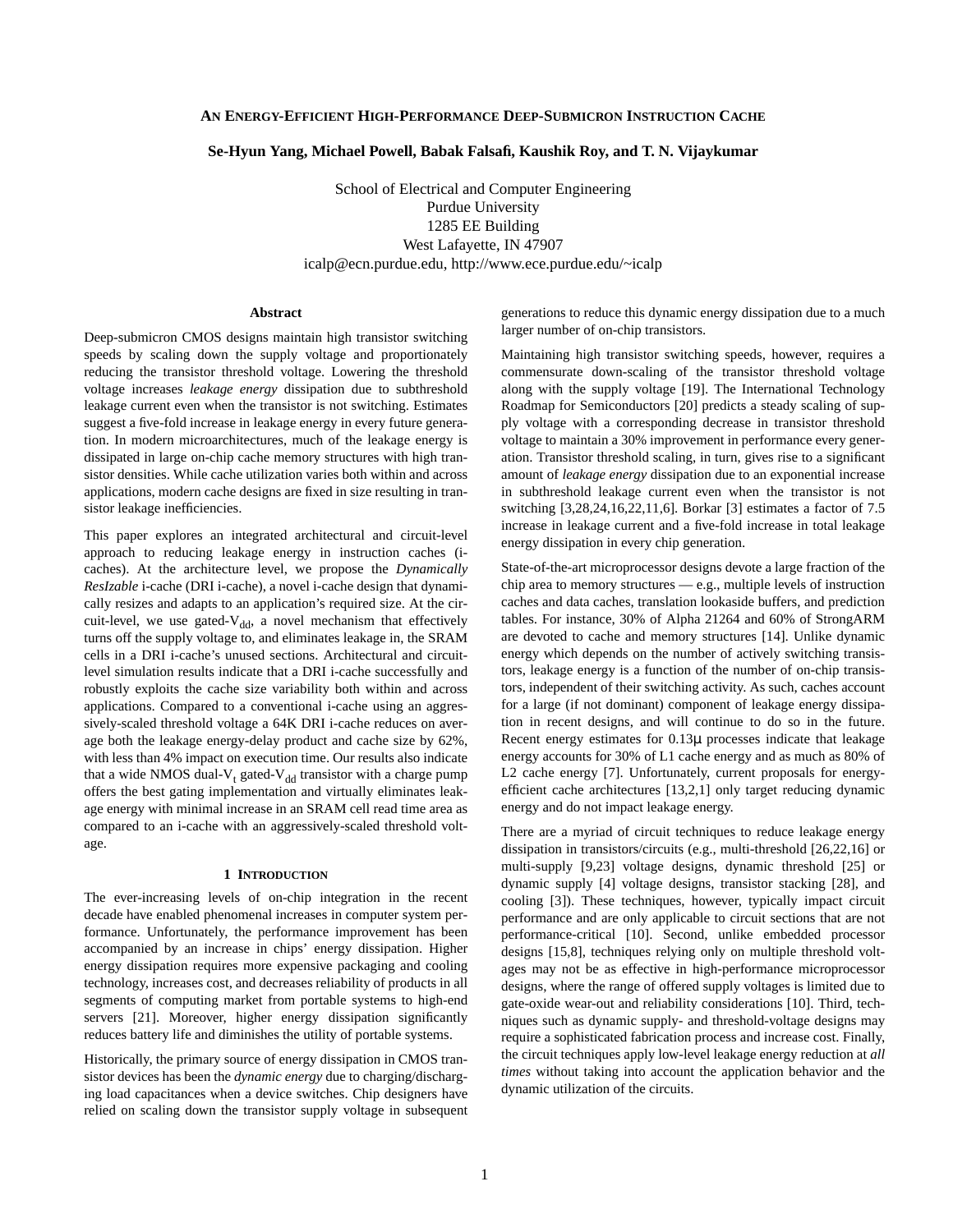# An Energy-Efficient High-Performance Deep-Submicron Instruction Cache

**Se-Hyun Yang, Michael Powell, Babak Falsafi, Kaushik Roy, and T. N. Vijaykumar**

School of Electrical and Computer Engineering  
Purdue University  
1285 EE Building  
West Lafayette, IN 47907  
icalp@ecn.purdue.edu, http://www.ece.purdue.edu/~icalp

### Abstract

Deep-submicron CMOS designs maintain high transistor switching speeds by scaling down the supply voltage and proportionately reducing the transistor threshold voltage. Lowering the threshold voltage increases *leakage energy* dissipation due to subthreshold leakage current even when the transistor is not switching. Estimates suggest a five-fold increase in leakage energy in every future generation. In modern microarchitectures, much of the leakage energy is dissipated in large on-chip cache memory structures with high transistor densities. While cache utilization varies both within and across applications, modern cache designs are fixed in size resulting in transistor leakage inefficiencies.

This paper explores an integrated architectural and circuit-level approach to reducing leakage energy in instruction caches (i-caches). At the architecture level, we propose the *Dynamically ResIzable* i-cache (DRI i-cache), a novel i-cache design that dynamically resizes and adapts to an application's required size. At the circuit-level, we use gated-$V_{dd}$, a novel mechanism that effectively turns off the supply voltage to, and eliminates leakage in, the SRAM cells in a DRI i-cache's unused sections. Architectural and circuit-level simulation results indicate that a DRI i-cache successfully and robustly exploits the cache size variability both within and across applications. Compared to a conventional i-cache using an aggressively-scaled threshold voltage a 64K DRI i-cache reduces on average both the leakage energy-delay product and cache size by 62%, with less than 4% impact on execution time. Our results also indicate that a wide NMOS dual-$V_t$ gated-$V_{dd}$ transistor with a charge pump offers the best gating implementation and virtually eliminates leakage energy with minimal increase in an SRAM cell read time area as compared to an i-cache with an aggressively-scaled threshold voltage.

## 1 Introduction

The ever-increasing levels of on-chip integration in the recent decade have enabled phenomenal increases in computer system performance. Unfortunately, the performance improvement has been accompanied by an increase in chips' energy dissipation. Higher energy dissipation requires more expensive packaging and cooling technology, increases cost, and decreases reliability of products in all segments of computing market from portable systems to high-end servers [21]. Moreover, higher energy dissipation significantly reduces battery life and diminishes the utility of portable systems.

Historically, the primary source of energy dissipation in CMOS transistor devices has been the *dynamic energy* due to charging/discharging load capacitances when a device switches. Chip designers have relied on scaling down the transistor supply voltage in subsequent generations to reduce this dynamic energy dissipation due to a much larger number of on-chip transistors.

Maintaining high transistor switching speeds, however, requires a commensurate down-scaling of the transistor threshold voltage along with the supply voltage [19]. The International Technology Roadmap for Semiconductors [20] predicts a steady scaling of supply voltage with a corresponding decrease in transistor threshold voltage to maintain a 30% improvement in performance every generation. Transistor threshold scaling, in turn, gives rise to a significant amount of *leakage energy* dissipation due to an exponential increase in subthreshold leakage current even when the transistor is not switching [3,28,24,16,22,11,6]. Borkar [3] estimates a factor of 7.5 increase in leakage current and a five-fold increase in total leakage energy dissipation in every chip generation.

State-of-the-art microprocessor designs devote a large fraction of the chip area to memory structures — e.g., multiple levels of instruction caches and data caches, translation lookaside buffers, and prediction tables. For instance, 30% of Alpha 21264 and 60% of StrongARM are devoted to cache and memory structures [14]. Unlike dynamic energy which depends on the number of actively switching transistors, leakage energy is a function of the number of on-chip transistors, independent of their switching activity. As such, caches account for a large (if not dominant) component of leakage energy dissipation in recent designs, and will continue to do so in the future. Recent energy estimates for 0.13μ processes indicate that leakage energy accounts for 30% of L1 cache energy and as much as 80% of L2 cache energy [7]. Unfortunately, current proposals for energy-efficient cache architectures [13,2,1] only target reducing dynamic energy and do not impact leakage energy.

There are a myriad of circuit techniques to reduce leakage energy dissipation in transistors/circuits (e.g., multi-threshold [26,22,16] or multi-supply [9,23] voltage designs, dynamic threshold [25] or dynamic supply [4] voltage designs, transistor stacking [28], and cooling [3]). These techniques, however, typically impact circuit performance and are only applicable to circuit sections that are not performance-critical [10]. Second, unlike embedded processor designs [15,8], techniques relying only on multiple threshold voltages may not be as effective in high-performance microprocessor designs, where the range of offered supply voltages is limited due to gate-oxide wear-out and reliability considerations [10]. Third, techniques such as dynamic supply- and threshold-voltage designs may require a sophisticated fabrication process and increase cost. Finally, the circuit techniques apply low-level leakage energy reduction at *all times* without taking into account the application behavior and the dynamic utilization of the circuits.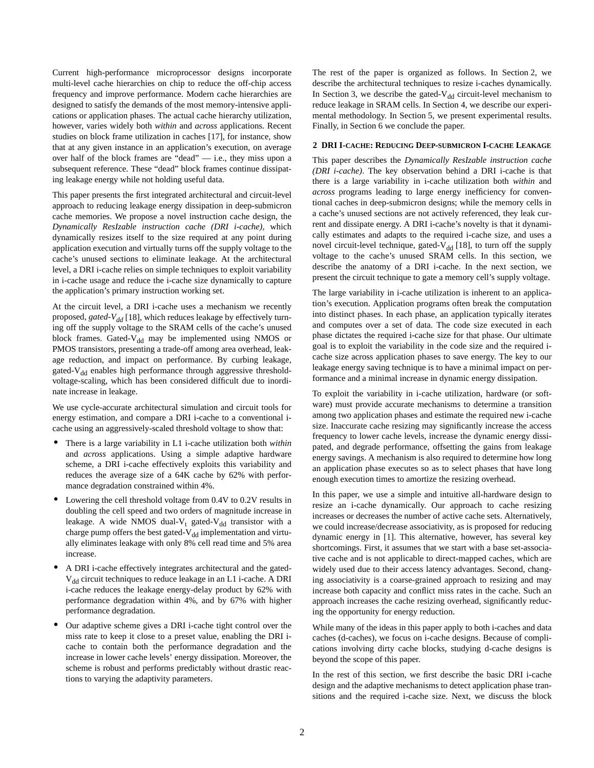Current high-performance microprocessor designs incorporate multi-level cache hierarchies on chip to reduce the off-chip access frequency and improve performance. Modern cache hierarchies are designed to satisfy the demands of the most memory-intensive applications or application phases. The actual cache hierarchy utilization, however, varies widely both *within* and *across* applications. Recent studies on block frame utilization in caches [17], for instance, show that at any given instance in an application's execution, on average over half of the block frames are "dead" — i.e., they miss upon a subsequent reference. These "dead" block frames continue dissipating leakage energy while not holding useful data.

This paper presents the first integrated architectural and circuit-level approach to reducing leakage energy dissipation in deep-submicron cache memories. We propose a novel instruction cache design, the *Dynamically ResIzable instruction cache (DRI i-cache)*, which dynamically resizes itself to the size required at any point during application execution and virtually turns off the supply voltage to the cache's unused sections to eliminate leakage. At the architectural level, a DRI i-cache relies on simple techniques to exploit variability in i-cache usage and reduce the i-cache size dynamically to capture the application's primary instruction working set.

At the circuit level, a DRI i-cache uses a mechanism we recently proposed, *gated-*$V_{dd}$ [18], which reduces leakage by effectively turning off the supply voltage to the SRAM cells of the cache's unused block frames. Gated-$V_{dd}$ may be implemented using NMOS or PMOS transistors, presenting a trade-off among area overhead, leakage reduction, and impact on performance. By curbing leakage, gated-$V_{dd}$ enables high performance through aggressive threshold-voltage-scaling, which has been considered difficult due to inordinate increase in leakage.

We use cycle-accurate architectural simulation and circuit tools for energy estimation, and compare a DRI i-cache to a conventional i-cache using an aggressively-scaled threshold voltage to show that:

- There is a large variability in L1 i-cache utilization both *within* and *across* applications. Using a simple adaptive hardware scheme, a DRI i-cache effectively exploits this variability and reduces the average size of a 64K cache by 62% with performance degradation constrained within 4%.
- Lowering the cell threshold voltage from 0.4V to 0.2V results in doubling the cell speed and two orders of magnitude increase in leakage. A wide NMOS dual-$V_t$ gated-$V_{dd}$ transistor with a charge pump offers the best gated-$V_{dd}$ implementation and virtually eliminates leakage with only 8% cell read time and 5% area increase.
- A DRI i-cache effectively integrates architectural and the gated-$V_{dd}$ circuit techniques to reduce leakage in an L1 i-cache. A DRI i-cache reduces the leakage energy-delay product by 62% with performance degradation within 4%, and by 67% with higher performance degradation.
- Our adaptive scheme gives a DRI i-cache tight control over the miss rate to keep it close to a preset value, enabling the DRI i-cache to contain both the performance degradation and the increase in lower cache levels' energy dissipation. Moreover, the scheme is robust and performs predictably without drastic reactions to varying the adaptivity parameters.

The rest of the paper is organized as follows. In Section 2, we describe the architectural techniques to resize i-caches dynamically. In Section 3, we describe the gated-$V_{dd}$ circuit-level mechanism to reduce leakage in SRAM cells. In Section 4, we describe our experimental methodology. In Section 5, we present experimental results. Finally, in Section 6 we conclude the paper.

## 2 DRI I-cache: Reducing Deep-submicron I-cache Leakage

This paper describes the *Dynamically ResIzable instruction cache (DRI i-cache)*. The key observation behind a DRI i-cache is that there is a large variability in i-cache utilization both *within* and *across* programs leading to large energy inefficiency for conventional caches in deep-submicron designs; while the memory cells in a cache's unused sections are not actively referenced, they leak current and dissipate energy. A DRI i-cache's novelty is that it dynamically estimates and adapts to the required i-cache size, and uses a novel circuit-level technique, gated-$V_{dd}$ [18], to turn off the supply voltage to the cache's unused SRAM cells. In this section, we describe the anatomy of a DRI i-cache. In the next section, we present the circuit technique to gate a memory cell's supply voltage.

The large variability in i-cache utilization is inherent to an application's execution. Application programs often break the computation into distinct phases. In each phase, an application typically iterates and computes over a set of data. The code size executed in each phase dictates the required i-cache size for that phase. Our ultimate goal is to exploit the variability in the code size and the required i-cache size across application phases to save energy. The key to our leakage energy saving technique is to have a minimal impact on performance and a minimal increase in dynamic energy dissipation.

To exploit the variability in i-cache utilization, hardware (or software) must provide accurate mechanisms to determine a transition among two application phases and estimate the required new i-cache size. Inaccurate cache resizing may significantly increase the access frequency to lower cache levels, increase the dynamic energy dissipated, and degrade performance, offsetting the gains from leakage energy savings. A mechanism is also required to determine how long an application phase executes so as to select phases that have long enough execution times to amortize the resizing overhead.

In this paper, we use a simple and intuitive all-hardware design to resize an i-cache dynamically. Our approach to cache resizing increases or decreases the number of active cache sets. Alternatively, we could increase/decrease associativity, as is proposed for reducing dynamic energy in [1]. This alternative, however, has several key shortcomings. First, it assumes that we start with a base set-associative cache and is not applicable to direct-mapped caches, which are widely used due to their access latency advantages. Second, changing associativity is a coarse-grained approach to resizing and may increase both capacity and conflict miss rates in the cache. Such an approach increases the cache resizing overhead, significantly reducing the opportunity for energy reduction.

While many of the ideas in this paper apply to both i-caches and data caches (d-caches), we focus on i-cache designs. Because of complications involving dirty cache blocks, studying d-cache designs is beyond the scope of this paper.

In the rest of this section, we first describe the basic DRI i-cache design and the adaptive mechanisms to detect application phase transitions and the required i-cache size. Next, we discuss the block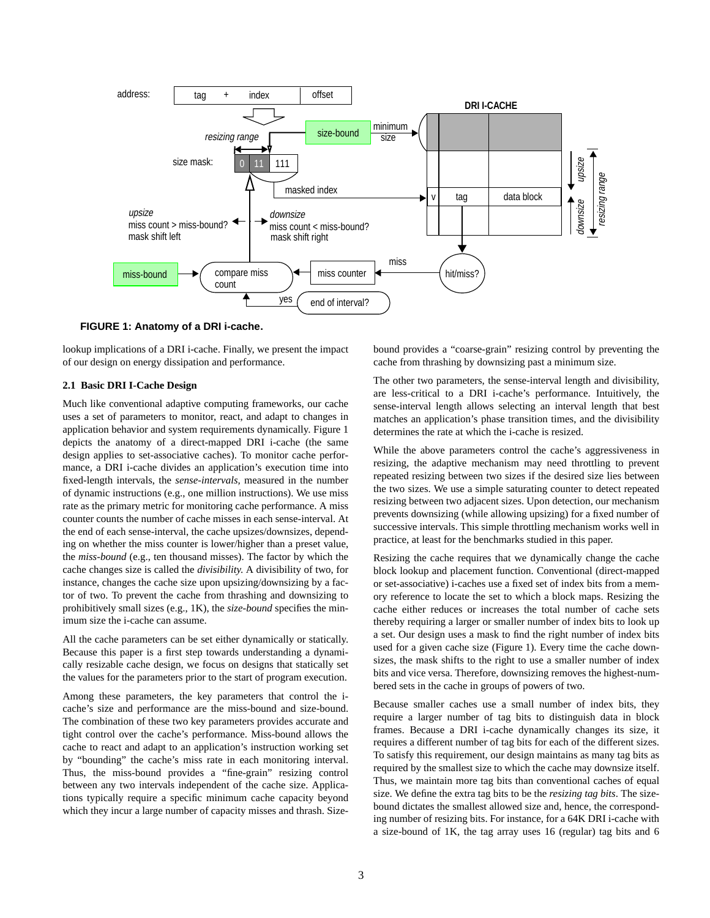**FIGURE 1: Anatomy of a DRI i-cache.**

lookup implications of a DRI i-cache. Finally, we present the impact of our design on energy dissipation and performance.

### 2.1 Basic DRI I-Cache Design

Much like conventional adaptive computing frameworks, our cache uses a set of parameters to monitor, react, and adapt to changes in application behavior and system requirements dynamically. Figure 1 depicts the anatomy of a direct-mapped DRI i-cache (the same design applies to set-associative caches). To monitor cache performance, a DRI i-cache divides an application's execution time into fixed-length intervals, the *sense-intervals,* measured in the number of dynamic instructions (e.g., one million instructions). We use miss rate as the primary metric for monitoring cache performance. A miss counter counts the number of cache misses in each sense-interval. At the end of each sense-interval, the cache upsizes/downsizes, depending on whether the miss counter is lower/higher than a preset value, the *miss-bound* (e.g., ten thousand misses). The factor by which the cache changes size is called the *divisibility.* A divisibility of two, for instance, changes the cache size upon upsizing/downsizing by a factor of two. To prevent the cache from thrashing and downsizing to prohibitively small sizes (e.g., 1K), the *size-bound* specifies the minimum size the i-cache can assume.

All the cache parameters can be set either dynamically or statically. Because this paper is a first step towards understanding a dynamically resizable cache design, we focus on designs that statically set the values for the parameters prior to the start of program execution.

Among these parameters, the key parameters that control the i-cache's size and performance are the miss-bound and size-bound. The combination of these two key parameters provides accurate and tight control over the cache's performance. Miss-bound allows the cache to react and adapt to an application's instruction working set by "bounding" the cache's miss rate in each monitoring interval. Thus, the miss-bound provides a "fine-grain" resizing control between any two intervals independent of the cache size. Applications typically require a specific minimum cache capacity beyond which they incur a large number of capacity misses and thrash. Size-bound provides a "coarse-grain" resizing control by preventing the cache from thrashing by downsizing past a minimum size.

The other two parameters, the sense-interval length and divisibility, are less-critical to a DRI i-cache's performance. Intuitively, the sense-interval length allows selecting an interval length that best matches an application's phase transition times, and the divisibility determines the rate at which the i-cache is resized.

While the above parameters control the cache's aggressiveness in resizing, the adaptive mechanism may need throttling to prevent repeated resizing between two sizes if the desired size lies between the two sizes. We use a simple saturating counter to detect repeated resizing between two adjacent sizes. Upon detection, our mechanism prevents downsizing (while allowing upsizing) for a fixed number of successive intervals. This simple throttling mechanism works well in practice, at least for the benchmarks studied in this paper.

Resizing the cache requires that we dynamically change the cache block lookup and placement function. Conventional (direct-mapped or set-associative) i-caches use a fixed set of index bits from a memory reference to locate the set to which a block maps. Resizing the cache either reduces or increases the total number of cache sets thereby requiring a larger or smaller number of index bits to look up a set. Our design uses a mask to find the right number of index bits used for a given cache size (Figure 1). Every time the cache downsizes, the mask shifts to the right to use a smaller number of index bits and vice versa. Therefore, downsizing removes the highest-numbered sets in the cache in groups of powers of two.

Because smaller caches use a small number of index bits, they require a larger number of tag bits to distinguish data in block frames. Because a DRI i-cache dynamically changes its size, it requires a different number of tag bits for each of the different sizes. To satisfy this requirement, our design maintains as many tag bits as required by the smallest size to which the cache may downsize itself. Thus, we maintain more tag bits than conventional caches of equal size. We define the extra tag bits to be the *resizing tag bits*. The size-bound dictates the smallest allowed size and, hence, the corresponding number of resizing bits. For instance, for a 64K DRI i-cache with a size-bound of 1K, the tag array uses 16 (regular) tag bits and 6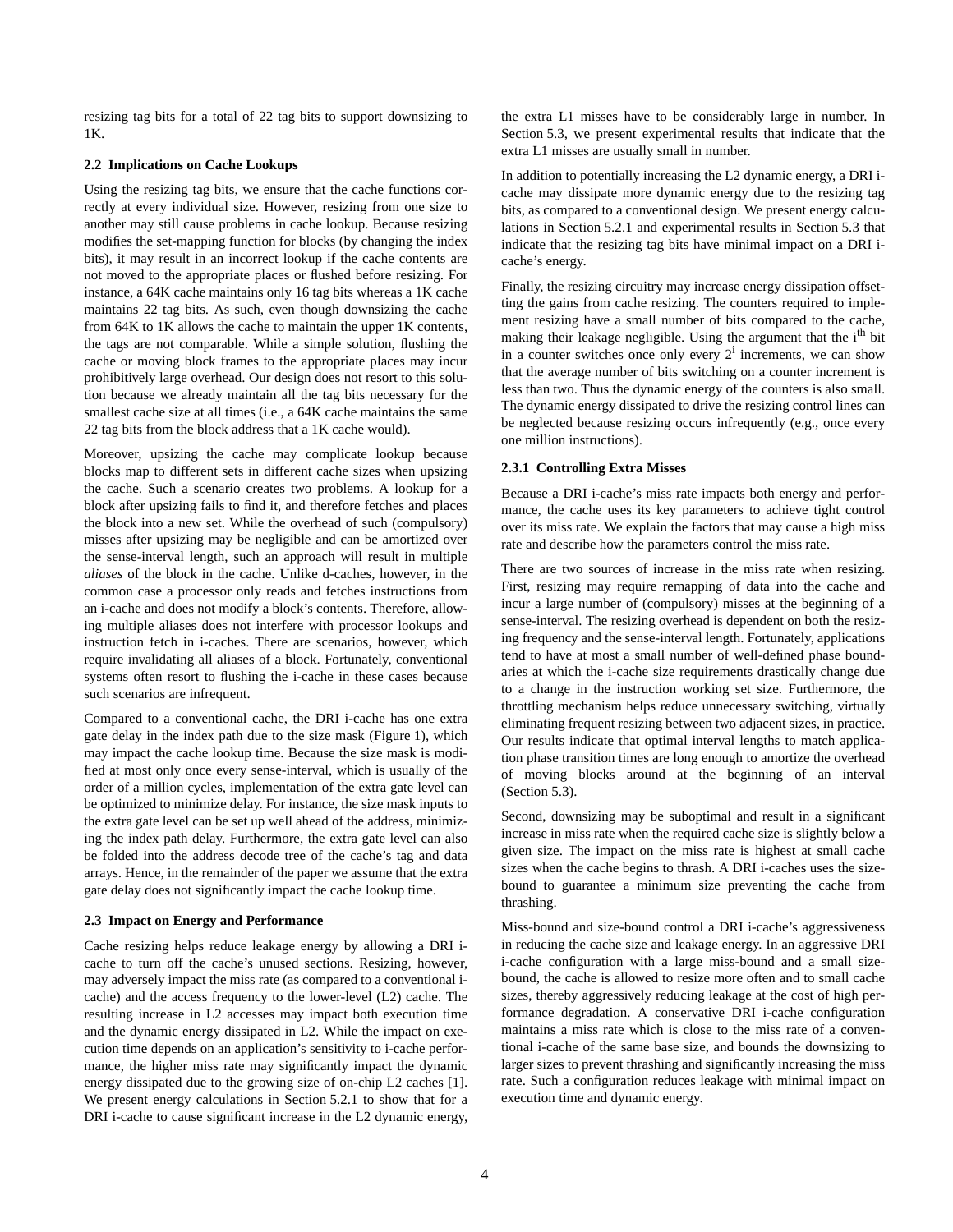resizing tag bits for a total of 22 tag bits to support downsizing to 1K.

### 2.2 Implications on Cache Lookups

Using the resizing tag bits, we ensure that the cache functions correctly at every individual size. However, resizing from one size to another may still cause problems in cache lookup. Because resizing modifies the set-mapping function for blocks (by changing the index bits), it may result in an incorrect lookup if the cache contents are not moved to the appropriate places or flushed before resizing. For instance, a 64K cache maintains only 16 tag bits whereas a 1K cache maintains 22 tag bits. As such, even though downsizing the cache from 64K to 1K allows the cache to maintain the upper 1K contents, the tags are not comparable. While a simple solution, flushing the cache or moving block frames to the appropriate places may incur prohibitively large overhead. Our design does not resort to this solution because we already maintain all the tag bits necessary for the smallest cache size at all times (i.e., a 64K cache maintains the same 22 tag bits from the block address that a 1K cache would).

Moreover, upsizing the cache may complicate lookup because blocks map to different sets in different cache sizes when upsizing the cache. Such a scenario creates two problems. A lookup for a block after upsizing fails to find it, and therefore fetches and places the block into a new set. While the overhead of such (compulsory) misses after upsizing may be negligible and can be amortized over the sense-interval length, such an approach will result in multiple *aliases* of the block in the cache. Unlike d-caches, however, in the common case a processor only reads and fetches instructions from an i-cache and does not modify a block's contents. Therefore, allowing multiple aliases does not interfere with processor lookups and instruction fetch in i-caches. There are scenarios, however, which require invalidating all aliases of a block. Fortunately, conventional systems often resort to flushing the i-cache in these cases because such scenarios are infrequent.

Compared to a conventional cache, the DRI i-cache has one extra gate delay in the index path due to the size mask (Figure 1), which may impact the cache lookup time. Because the size mask is modified at most only once every sense-interval, which is usually of the order of a million cycles, implementation of the extra gate level can be optimized to minimize delay. For instance, the size mask inputs to the extra gate level can be set up well ahead of the address, minimizing the index path delay. Furthermore, the extra gate level can also be folded into the address decode tree of the cache's tag and data arrays. Hence, in the remainder of the paper we assume that the extra gate delay does not significantly impact the cache lookup time.

### 2.3 Impact on Energy and Performance

Cache resizing helps reduce leakage energy by allowing a DRI i-cache to turn off the cache's unused sections. Resizing, however, may adversely impact the miss rate (as compared to a conventional i-cache) and the access frequency to the lower-level (L2) cache. The resulting increase in L2 accesses may impact both execution time and the dynamic energy dissipated in L2. While the impact on execution time depends on an application's sensitivity to i-cache performance, the higher miss rate may significantly impact the dynamic energy dissipated due to the growing size of on-chip L2 caches [1]. We present energy calculations in Section 5.2.1 to show that for a DRI i-cache to cause significant increase in the L2 dynamic energy, the extra L1 misses have to be considerably large in number. In Section 5.3, we present experimental results that indicate that the extra L1 misses are usually small in number.

In addition to potentially increasing the L2 dynamic energy, a DRI i-cache may dissipate more dynamic energy due to the resizing tag bits, as compared to a conventional design. We present energy calculations in Section 5.2.1 and experimental results in Section 5.3 that indicate that the resizing tag bits have minimal impact on a DRI i-cache's energy.

Finally, the resizing circuitry may increase energy dissipation offsetting the gains from cache resizing. The counters required to implement resizing have a small number of bits compared to the cache, making their leakage negligible. Using the argument that the $i^{th}$ bit in a counter switches once only every $2^i$ increments, we can show that the average number of bits switching on a counter increment is less than two. Thus the dynamic energy of the counters is also small. The dynamic energy dissipated to drive the resizing control lines can be neglected because resizing occurs infrequently (e.g., once every one million instructions).

#### 2.3.1 Controlling Extra Misses

Because a DRI i-cache's miss rate impacts both energy and performance, the cache uses its key parameters to achieve tight control over its miss rate. We explain the factors that may cause a high miss rate and describe how the parameters control the miss rate.

There are two sources of increase in the miss rate when resizing. First, resizing may require remapping of data into the cache and incur a large number of (compulsory) misses at the beginning of a sense-interval. The resizing overhead is dependent on both the resizing frequency and the sense-interval length. Fortunately, applications tend to have at most a small number of well-defined phase boundaries at which the i-cache size requirements drastically change due to a change in the instruction working set size. Furthermore, the throttling mechanism helps reduce unnecessary switching, virtually eliminating frequent resizing between two adjacent sizes, in practice. Our results indicate that optimal interval lengths to match application phase transition times are long enough to amortize the overhead of moving blocks around at the beginning of an interval (Section 5.3).

Second, downsizing may be suboptimal and result in a significant increase in miss rate when the required cache size is slightly below a given size. The impact on the miss rate is highest at small cache sizes when the cache begins to thrash. A DRI i-caches uses the size-bound to guarantee a minimum size preventing the cache from thrashing.

Miss-bound and size-bound control a DRI i-cache's aggressiveness in reducing the cache size and leakage energy. In an aggressive DRI i-cache configuration with a large miss-bound and a small size-bound, the cache is allowed to resize more often and to small cache sizes, thereby aggressively reducing leakage at the cost of high performance degradation. A conservative DRI i-cache configuration maintains a miss rate which is close to the miss rate of a conventional i-cache of the same base size, and bounds the downsizing to larger sizes to prevent thrashing and significantly increasing the miss rate. Such a configuration reduces leakage with minimal impact on execution time and dynamic energy.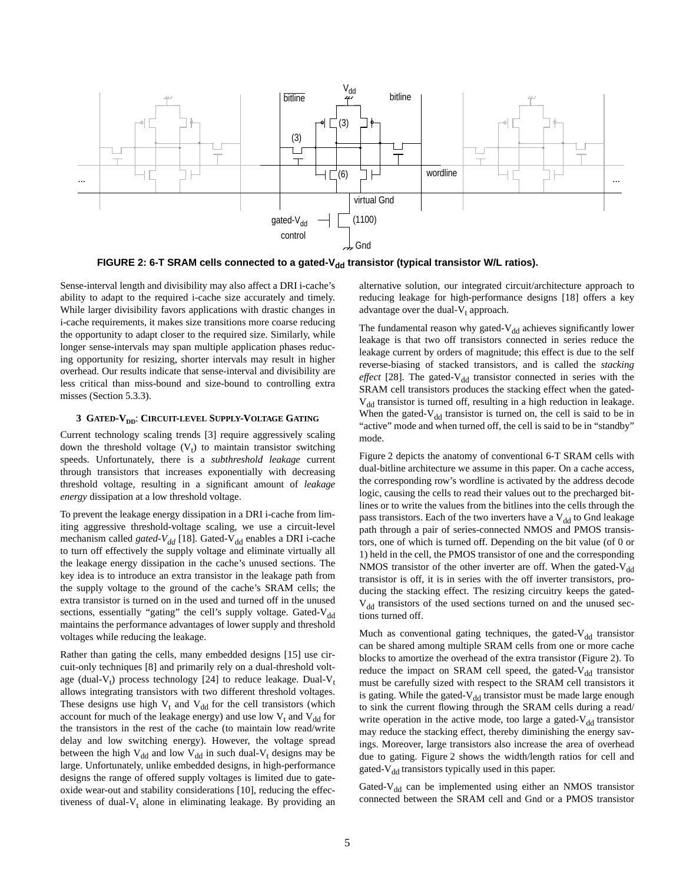FIGURE 2: 6-T SRAM cells connected to a gated-$V_{dd}$ transistor (typical transistor W/L ratios).

Sense-interval length and divisibility may also affect a DRI i-cache's ability to adapt to the required i-cache size accurately and timely. While larger divisibility favors applications with drastic changes in i-cache requirements, it makes size transitions more coarse reducing the opportunity to adapt closer to the required size. Similarly, while longer sense-intervals may span multiple application phases reducing opportunity for resizing, shorter intervals may result in higher overhead. Our results indicate that sense-interval and divisibility are less critical than miss-bound and size-bound to controlling extra misses (Section 5.3.3).

## 3 Gated-$V_{DD}$: Circuit-level Supply-Voltage Gating

Current technology scaling trends [3] require aggressively scaling down the threshold voltage ($V_t$) to maintain transistor switching speeds. Unfortunately, there is a *subthreshold leakage* current through transistors that increases exponentially with decreasing threshold voltage, resulting in a significant amount of *leakage energy* dissipation at a low threshold voltage.

To prevent the leakage energy dissipation in a DRI i-cache from limiting aggressive threshold-voltage scaling, we use a circuit-level mechanism called *gated-$V_{dd}$* [18]. Gated-$V_{dd}$ enables a DRI i-cache to turn off effectively the supply voltage and eliminate virtually all the leakage energy dissipation in the cache's unused sections. The key idea is to introduce an extra transistor in the leakage path from the supply voltage to the ground of the cache's SRAM cells; the extra transistor is turned on in the used and turned off in the unused sections, essentially "gating" the cell's supply voltage. Gated-$V_{dd}$ maintains the performance advantages of lower supply and threshold voltages while reducing the leakage.

Rather than gating the cells, many embedded designs [15] use circuit-only techniques [8] and primarily rely on a dual-threshold voltage (dual-$V_t$) process technology [24] to reduce leakage. Dual-$V_t$ allows integrating transistors with two different threshold voltages. These designs use high $V_t$ and $V_{dd}$ for the cell transistors (which account for much of the leakage energy) and use low $V_t$ and $V_{dd}$ for the transistors in the rest of the cache (to maintain low read/write delay and low switching energy). However, the voltage spread between the high $V_{dd}$ and low $V_{dd}$ in such dual-$V_t$ designs may be large. Unfortunately, unlike embedded designs, in high-performance designs the range of offered supply voltages is limited due to gate-oxide wear-out and stability considerations [10], reducing the effectiveness of dual-$V_t$ alone in eliminating leakage. By providing an alternative solution, our integrated circuit/architecture approach to reducing leakage for high-performance designs [18] offers a key advantage over the dual-$V_t$ approach.

The fundamental reason why gated-$V_{dd}$ achieves significantly lower leakage is that two off transistors connected in series reduce the leakage current by orders of magnitude; this effect is due to the self reverse-biasing of stacked transistors, and is called the *stacking effect* [28]. The gated-$V_{dd}$ transistor connected in series with the SRAM cell transistors produces the stacking effect when the gated-$V_{dd}$ transistor is turned off, resulting in a high reduction in leakage. When the gated-$V_{dd}$ transistor is turned on, the cell is said to be in "active" mode and when turned off, the cell is said to be in "standby" mode.

Figure 2 depicts the anatomy of conventional 6-T SRAM cells with dual-bitline architecture we assume in this paper. On a cache access, the corresponding row's wordline is activated by the address decode logic, causing the cells to read their values out to the precharged bitlines or to write the values from the bitlines into the cells through the pass transistors. Each of the two inverters have a $V_{dd}$ to Gnd leakage path through a pair of series-connected NMOS and PMOS transistors, one of which is turned off. Depending on the bit value (of 0 or 1) held in the cell, the PMOS transistor of one and the corresponding NMOS transistor of the other inverter are off. When the gated-$V_{dd}$ transistor is off, it is in series with the off inverter transistors, producing the stacking effect. The resizing circuitry keeps the gated-$V_{dd}$ transistors of the used sections turned on and the unused sections turned off.

Much as conventional gating techniques, the gated-$V_{dd}$ transistor can be shared among multiple SRAM cells from one or more cache blocks to amortize the overhead of the extra transistor (Figure 2). To reduce the impact on SRAM cell speed, the gated-$V_{dd}$ transistor must be carefully sized with respect to the SRAM cell transistors it is gating. While the gated-$V_{dd}$ transistor must be made large enough to sink the current flowing through the SRAM cells during a read/write operation in the active mode, too large a gated-$V_{dd}$ transistor may reduce the stacking effect, thereby diminishing the energy savings. Moreover, large transistors also increase the area of overhead due to gating. Figure 2 shows the width/length ratios for cell and gated-$V_{dd}$ transistors typically used in this paper.

Gated-$V_{dd}$ can be implemented using either an NMOS transistor connected between the SRAM cell and Gnd or a PMOS transistor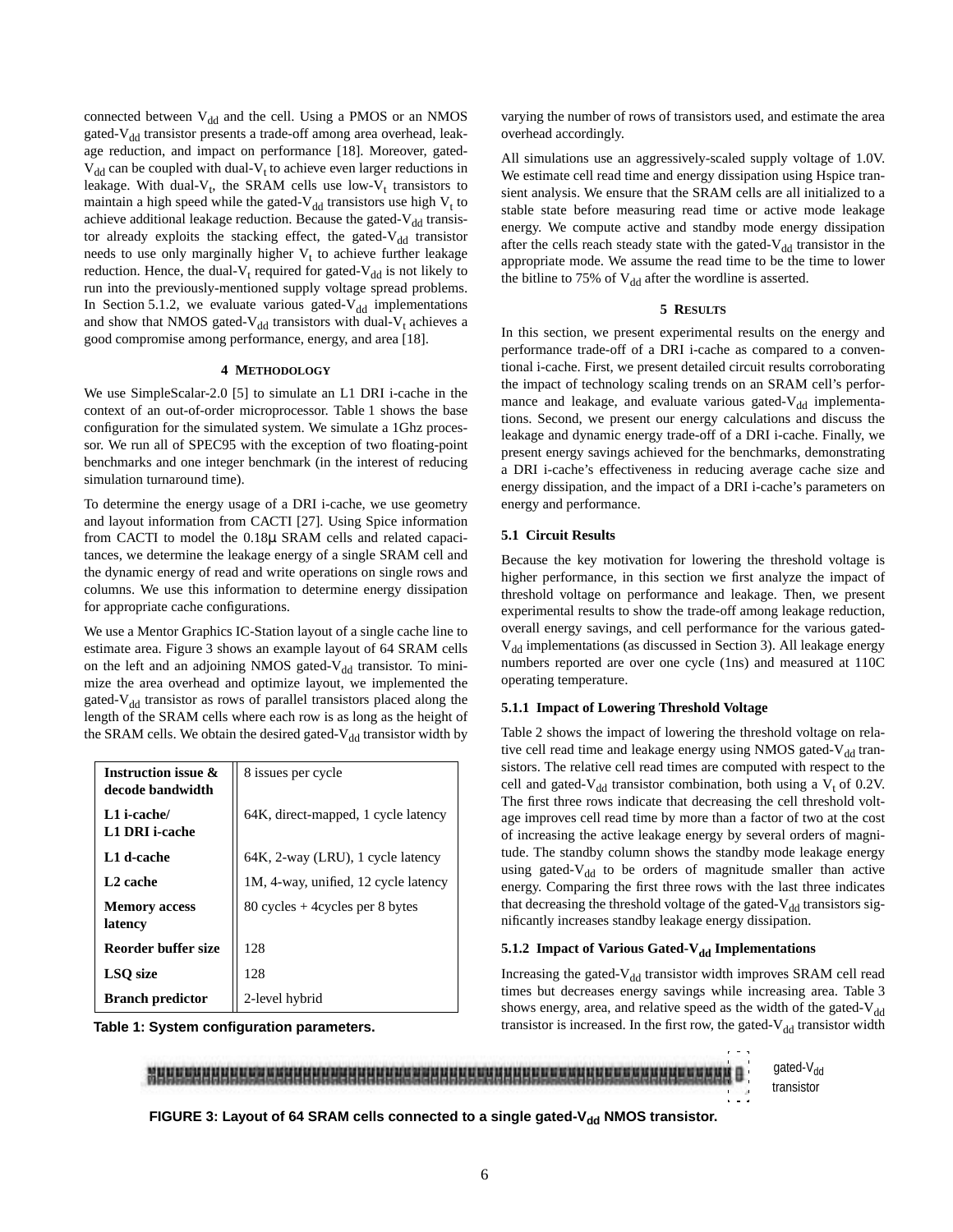connected between $V_{dd}$ and the cell. Using a PMOS or an NMOS gated-$V_{dd}$ transistor presents a trade-off among area overhead, leakage reduction, and impact on performance [18]. Moreover, gated-$V_{dd}$ can be coupled with dual-$V_t$ to achieve even larger reductions in leakage. With dual-$V_t$, the SRAM cells use low-$V_t$ transistors to maintain a high speed while the gated-$V_{dd}$ transistors use high $V_t$ to achieve additional leakage reduction. Because the gated-$V_{dd}$ transistor already exploits the stacking effect, the gated-$V_{dd}$ transistor needs to use only marginally higher $V_t$ to achieve further leakage reduction. Hence, the dual-$V_t$ required for gated-$V_{dd}$ is not likely to run into the previously-mentioned supply voltage spread problems. In Section 5.1.2, we evaluate various gated-$V_{dd}$ implementations and show that NMOS gated-$V_{dd}$ transistors with dual-$V_t$ achieves a good compromise among performance, energy, and area [18].

## 4 Methodology

We use SimpleScalar-2.0 [5] to simulate an L1 DRI i-cache in the context of an out-of-order microprocessor. Table 1 shows the base configuration for the simulated system. We simulate a 1Ghz processor. We run all of SPEC95 with the exception of two floating-point benchmarks and one integer benchmark (in the interest of reducing simulation turnaround time).

To determine the energy usage of a DRI i-cache, we use geometry and layout information from CACTI [27]. Using Spice information from CACTI to model the 0.18μ SRAM cells and related capacitances, we determine the leakage energy of a single SRAM cell and the dynamic energy of read and write operations on single rows and columns. We use this information to determine energy dissipation for appropriate cache configurations.

We use a Mentor Graphics IC-Station layout of a single cache line to estimate area. Figure 3 shows an example layout of 64 SRAM cells on the left and an adjoining NMOS gated-$V_{dd}$ transistor. To minimize the area overhead and optimize layout, we implemented the gated-$V_{dd}$ transistor as rows of parallel transistors placed along the length of the SRAM cells where each row is as long as the height of the SRAM cells. We obtain the desired gated-$V_{dd}$ transistor width by varying the number of rows of transistors used, and estimate the area overhead accordingly.

| | |
|---|---|
| **Instruction issue & decode bandwidth** | 8 issues per cycle |
| **L1 i-cache/ L1 DRI i-cache** | 64K, direct-mapped, 1 cycle latency |
| **L1 d-cache** | 64K, 2-way (LRU), 1 cycle latency |
| **L2 cache** | 1M, 4-way, unified, 12 cycle latency |
| **Memory access latency** | 80 cycles + 4cycles per 8 bytes |
| **Reorder buffer size** | 128 |
| **LSQ size** | 128 |
| **Branch predictor** | 2-level hybrid |

**Table 1: System configuration parameters.**

All simulations use an aggressively-scaled supply voltage of 1.0V. We estimate cell read time and energy dissipation using Hspice transient analysis. We ensure that the SRAM cells are all initialized to a stable state before measuring read time or active mode leakage energy. We compute active and standby mode energy dissipation after the cells reach steady state with the gated-$V_{dd}$ transistor in the appropriate mode. We assume the read time to be the time to lower the bitline to 75% of $V_{dd}$ after the wordline is asserted.

## 5 Results

In this section, we present experimental results on the energy and performance trade-off of a DRI i-cache as compared to a conventional i-cache. First, we present detailed circuit results corroborating the impact of technology scaling trends on an SRAM cell's performance and leakage, and evaluate various gated-$V_{dd}$ implementations. Second, we present our energy calculations and discuss the leakage and dynamic energy trade-off of a DRI i-cache. Finally, we present energy savings achieved for the benchmarks, demonstrating a DRI i-cache's effectiveness in reducing average cache size and energy dissipation, and the impact of a DRI i-cache's parameters on energy and performance.

### 5.1 Circuit Results

Because the key motivation for lowering the threshold voltage is higher performance, in this section we first analyze the impact of threshold voltage on performance and leakage. Then, we present experimental results to show the trade-off among leakage reduction, overall energy savings, and cell performance for the various gated-$V_{dd}$ implementations (as discussed in Section 3). All leakage energy numbers reported are over one cycle (1ns) and measured at 110C operating temperature.

#### 5.1.1 Impact of Lowering Threshold Voltage

Table 2 shows the impact of lowering the threshold voltage on relative cell read time and leakage energy using NMOS gated-$V_{dd}$ transistors. The relative cell read times are computed with respect to the cell and gated-$V_{dd}$ transistor combination, both using a $V_t$ of 0.2V. The first three rows indicate that decreasing the cell threshold voltage improves cell read time by more than a factor of two at the cost of increasing the active leakage energy by several orders of magnitude. The standby column shows the standby mode leakage energy using gated-$V_{dd}$ to be orders of magnitude smaller than active energy. Comparing the first three rows with the last three indicates that decreasing the threshold voltage of the gated-$V_{dd}$ transistors significantly increases standby leakage energy dissipation.

#### 5.1.2 Impact of Various Gated-$V_{dd}$ Implementations

Increasing the gated-$V_{dd}$ transistor width improves SRAM cell read times but decreases energy savings while increasing area. Table 3 shows energy, area, and relative speed as the width of the gated-$V_{dd}$ transistor is increased. In the first row, the gated-$V_{dd}$ transistor width

gated-$V_{dd}$ transistor

**FIGURE 3: Layout of 64 SRAM cells connected to a single gated-$V_{dd}$ NMOS transistor.**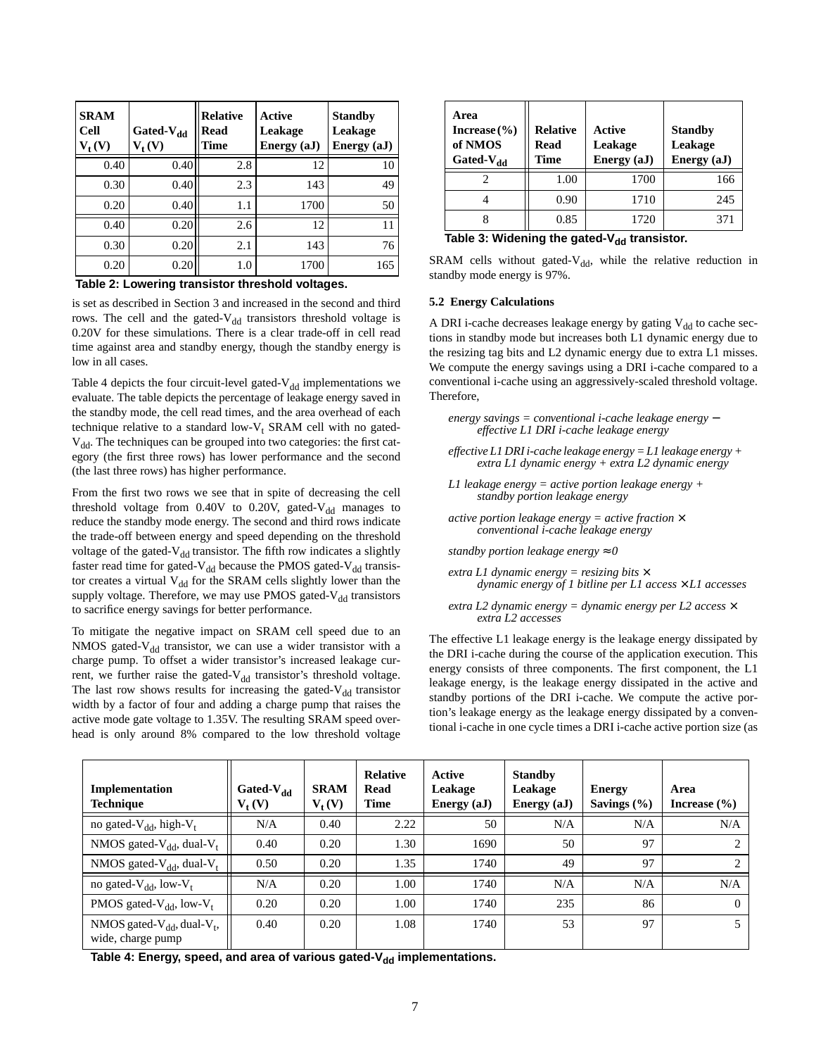| SRAM Cell $V_t$ (V) | Gated-$V_{dd}$ $V_t$ (V) | Relative Read Time | Active Leakage Energy (aJ) | Standby Leakage Energy (aJ) |
|---|---|---|---|---|
| 0.40 | 0.40 | 2.8 | 12 | 10 |
| 0.30 | 0.40 | 2.3 | 143 | 49 |
| 0.20 | 0.40 | 1.1 | 1700 | 50 |
| 0.40 | 0.20 | 2.6 | 12 | 11 |
| 0.30 | 0.20 | 2.1 | 143 | 76 |
| 0.20 | 0.20 | 1.0 | 1700 | 165 |

**Table 2: Lowering transistor threshold voltages.**

is set as described in Section 3 and increased in the second and third rows. The cell and the gated-$V_{dd}$ transistors threshold voltage is 0.20V for these simulations. There is a clear trade-off in cell read time against area and standby energy, though the standby energy is low in all cases.

Table 4 depicts the four circuit-level gated-$V_{dd}$ implementations we evaluate. The table depicts the percentage of leakage energy saved in the standby mode, the cell read times, and the area overhead of each technique relative to a standard low-$V_t$ SRAM cell with no gated-$V_{dd}$. The techniques can be grouped into two categories: the first category (the first three rows) has lower performance and the second (the last three rows) has higher performance.

From the first two rows we see that in spite of decreasing the cell threshold voltage from 0.40V to 0.20V, gated-$V_{dd}$ manages to reduce the standby mode energy. The second and third rows indicate the trade-off between energy and speed depending on the threshold voltage of the gated-$V_{dd}$ transistor. The fifth row indicates a slightly faster read time for gated-$V_{dd}$ because the PMOS gated-$V_{dd}$ transistor creates a virtual $V_{dd}$ for the SRAM cells slightly lower than the supply voltage. Therefore, we may use PMOS gated-$V_{dd}$ transistors to sacrifice energy savings for better performance.

To mitigate the negative impact on SRAM cell speed due to an NMOS gated-$V_{dd}$ transistor, we can use a wider transistor with a charge pump. To offset a wider transistor's increased leakage current, we further raise the gated-$V_{dd}$ transistor's threshold voltage. The last row shows results for increasing the gated-$V_{dd}$ transistor width by a factor of four and adding a charge pump that raises the active mode gate voltage to 1.35V. The resulting SRAM speed overhead is only around 8% compared to the low threshold voltage

| Area Increase (%) of NMOS Gated-$V_{dd}$ | Relative Read Time | Active Leakage Energy (aJ) | Standby Leakage Energy (aJ) |
|---|---|---|---|
| 2 | 1.00 | 1700 | 166 |
| 4 | 0.90 | 1710 | 245 |
| 8 | 0.85 | 1720 | 371 |

**Table 3: Widening the gated-$V_{dd}$ transistor.**

SRAM cells without gated-$V_{dd}$, while the relative reduction in standby mode energy is 97%.

### 5.2 Energy Calculations

A DRI i-cache decreases leakage energy by gating $V_{dd}$ to cache sections in standby mode but increases both L1 dynamic energy due to the resizing tag bits and L2 dynamic energy due to extra L1 misses. We compute the energy savings using a DRI i-cache compared to a conventional i-cache using an aggressively-scaled threshold voltage. Therefore,

*energy savings = conventional i-cache leakage energy − effective L1 DRI i-cache leakage energy*

*effective L1 DRI i-cache leakage energy = L1 leakage energy + extra L1 dynamic energy + extra L2 dynamic energy*

*L1 leakage energy = active portion leakage energy + standby portion leakage energy*

*active portion leakage energy = active fraction × conventional i-cache leakage energy*

*standby portion leakage energy ≈ 0*

*extra L1 dynamic energy = resizing bits × dynamic energy of 1 bitline per L1 access × L1 accesses*

*extra L2 dynamic energy = dynamic energy per L2 access × extra L2 accesses*

The effective L1 leakage energy is the leakage energy dissipated by the DRI i-cache during the course of the application execution. This energy consists of three components. The first component, the L1 leakage energy, is the leakage energy dissipated in the active and standby portions of the DRI i-cache. We compute the active portion's leakage energy as the leakage energy dissipated by a conventional i-cache in one cycle times a DRI i-cache active portion size (as

| Implementation Technique | Gated-$V_{dd}$ $V_t$ (V) | SRAM $V_t$ (V) | Relative Read Time | Active Leakage Energy (aJ) | Standby Leakage Energy (aJ) | Energy Savings (%) | Area Increase (%) |
|---|---|---|---|---|---|---|---|
| no gated-$V_{dd}$, high-$V_t$ | N/A | 0.40 | 2.22 | 50 | N/A | N/A | N/A |
| NMOS gated-$V_{dd}$, dual-$V_t$ | 0.40 | 0.20 | 1.30 | 1690 | 50 | 97 | 2 |
| NMOS gated-$V_{dd}$, dual-$V_t$ | 0.50 | 0.20 | 1.35 | 1740 | 49 | 97 | 2 |
| no gated-$V_{dd}$, low-$V_t$ | N/A | 0.20 | 1.00 | 1740 | N/A | N/A | N/A |
| PMOS gated-$V_{dd}$, low-$V_t$ | 0.20 | 0.20 | 1.00 | 1740 | 235 | 86 | 0 |
| NMOS gated-$V_{dd}$, dual-$V_t$, wide, charge pump | 0.40 | 0.20 | 1.08 | 1740 | 53 | 97 | 5 |

**Table 4: Energy, speed, and area of various gated-$V_{dd}$ implementations.**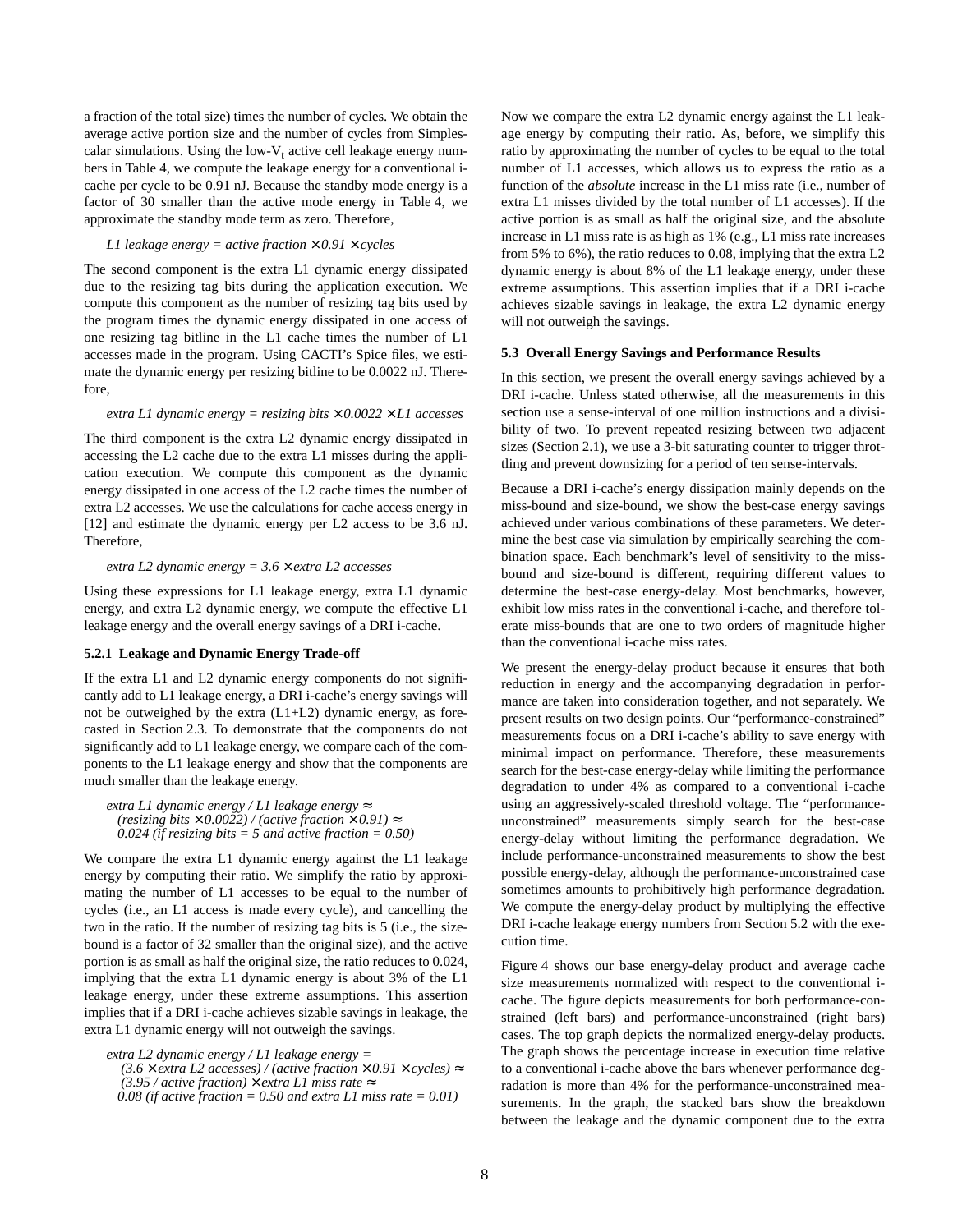a fraction of the total size) times the number of cycles. We obtain the average active portion size and the number of cycles from Simplescalar simulations. Using the low-$V_t$ active cell leakage energy numbers in Table 4, we compute the leakage energy for a conventional i-cache per cycle to be 0.91 nJ. Because the standby mode energy is a factor of 30 smaller than the active mode energy in Table 4, we approximate the standby mode term as zero. Therefore,

$$L1\ leakage\ energy = active\ fraction \times 0.91 \times cycles$$

The second component is the extra L1 dynamic energy dissipated due to the resizing tag bits during the application execution. We compute this component as the number of resizing tag bits used by the program times the dynamic energy dissipated in one access of one resizing tag bitline in the L1 cache times the number of L1 accesses made in the program. Using CACTI's Spice files, we estimate the dynamic energy per resizing bitline to be 0.0022 nJ. Therefore,

$$extra\ L1\ dynamic\ energy = resizing\ bits \times 0.0022 \times L1\ accesses$$

The third component is the extra L2 dynamic energy dissipated in accessing the L2 cache due to the extra L1 misses during the application execution. We compute this component as the dynamic energy dissipated in one access of the L2 cache times the number of extra L2 accesses. We use the calculations for cache access energy in [12] and estimate the dynamic energy per L2 access to be 3.6 nJ. Therefore,

$$extra\ L2\ dynamic\ energy = 3.6 \times extra\ L2\ accesses$$

Using these expressions for L1 leakage energy, extra L1 dynamic energy, and extra L2 dynamic energy, we compute the effective L1 leakage energy and the overall energy savings of a DRI i-cache.

#### 5.2.1 Leakage and Dynamic Energy Trade-off

If the extra L1 and L2 dynamic energy components do not significantly add to L1 leakage energy, a DRI i-cache's energy savings will not be outweighed by the extra (L1+L2) dynamic energy, as forecasted in Section 2.3. To demonstrate that the components do not significantly add to L1 leakage energy, we compare each of the components to the L1 leakage energy and show that the components are much smaller than the leakage energy.

$$\begin{aligned} &extra\ L1\ dynamic\ energy\ /\ L1\ leakage\ energy \approx \\ &\quad (resizing\ bits \times 0.0022)\ /\ (active\ fraction \times 0.91) \approx \\ &\quad 0.024\ (if\ resizing\ bits = 5\ and\ active\ fraction = 0.50) \end{aligned}$$

We compare the extra L1 dynamic energy against the L1 leakage energy by computing their ratio. We simplify the ratio by approximating the number of L1 accesses to be equal to the number of cycles (i.e., an L1 access is made every cycle), and cancelling the two in the ratio. If the number of resizing tag bits is 5 (i.e., the size-bound is a factor of 32 smaller than the original size), and the active portion is as small as half the original size, the ratio reduces to 0.024, implying that the extra L1 dynamic energy is about 3% of the L1 leakage energy, under these extreme assumptions. This assertion implies that if a DRI i-cache achieves sizable savings in leakage, the extra L1 dynamic energy will not outweigh the savings.

$$\begin{aligned} &extra\ L2\ dynamic\ energy\ /\ L1\ leakage\ energy = \\ &\quad (3.6 \times extra\ L2\ accesses)\ /\ (active\ fraction \times 0.91 \times cycles) \approx \\ &\quad (3.95\ /\ active\ fraction) \times extra\ L1\ miss\ rate \approx \\ &\quad 0.08\ (if\ active\ fraction = 0.50\ and\ extra\ L1\ miss\ rate = 0.01) \end{aligned}$$

Now we compare the extra L2 dynamic energy against the L1 leakage energy by computing their ratio. As, before, we simplify this ratio by approximating the number of cycles to be equal to the total number of L1 accesses, which allows us to express the ratio as a function of the *absolute* increase in the L1 miss rate (i.e., number of extra L1 misses divided by the total number of L1 accesses). If the active portion is as small as half the original size, and the absolute increase in L1 miss rate is as high as 1% (e.g., L1 miss rate increases from 5% to 6%), the ratio reduces to 0.08, implying that the extra L2 dynamic energy is about 8% of the L1 leakage energy, under these extreme assumptions. This assertion implies that if a DRI i-cache achieves sizable savings in leakage, the extra L2 dynamic energy will not outweigh the savings.

### 5.3 Overall Energy Savings and Performance Results

In this section, we present the overall energy savings achieved by a DRI i-cache. Unless stated otherwise, all the measurements in this section use a sense-interval of one million instructions and a divisibility of two. To prevent repeated resizing between two adjacent sizes (Section 2.1), we use a 3-bit saturating counter to trigger throttling and prevent downsizing for a period of ten sense-intervals.

Because a DRI i-cache's energy dissipation mainly depends on the miss-bound and size-bound, we show the best-case energy savings achieved under various combinations of these parameters. We determine the best case via simulation by empirically searching the combination space. Each benchmark's level of sensitivity to the miss-bound and size-bound is different, requiring different values to determine the best-case energy-delay. Most benchmarks, however, exhibit low miss rates in the conventional i-cache, and therefore tolerate miss-bounds that are one to two orders of magnitude higher than the conventional i-cache miss rates.

We present the energy-delay product because it ensures that both reduction in energy and the accompanying degradation in performance are taken into consideration together, and not separately. We present results on two design points. Our "performance-constrained" measurements focus on a DRI i-cache's ability to save energy with minimal impact on performance. Therefore, these measurements search for the best-case energy-delay while limiting the performance degradation to under 4% as compared to a conventional i-cache using an aggressively-scaled threshold voltage. The "performance-unconstrained" measurements simply search for the best-case energy-delay without limiting the performance degradation. We include performance-unconstrained measurements to show the best possible energy-delay, although the performance-unconstrained case sometimes amounts to prohibitively high performance degradation. We compute the energy-delay product by multiplying the effective DRI i-cache leakage energy numbers from Section 5.2 with the execution time.

Figure 4 shows our base energy-delay product and average cache size measurements normalized with respect to the conventional i-cache. The figure depicts measurements for both performance-constrained (left bars) and performance-unconstrained (right bars) cases. The top graph depicts the normalized energy-delay products. The graph shows the percentage increase in execution time relative to a conventional i-cache above the bars whenever performance degradation is more than 4% for the performance-unconstrained measurements. In the graph, the stacked bars show the breakdown between the leakage and the dynamic component due to the extra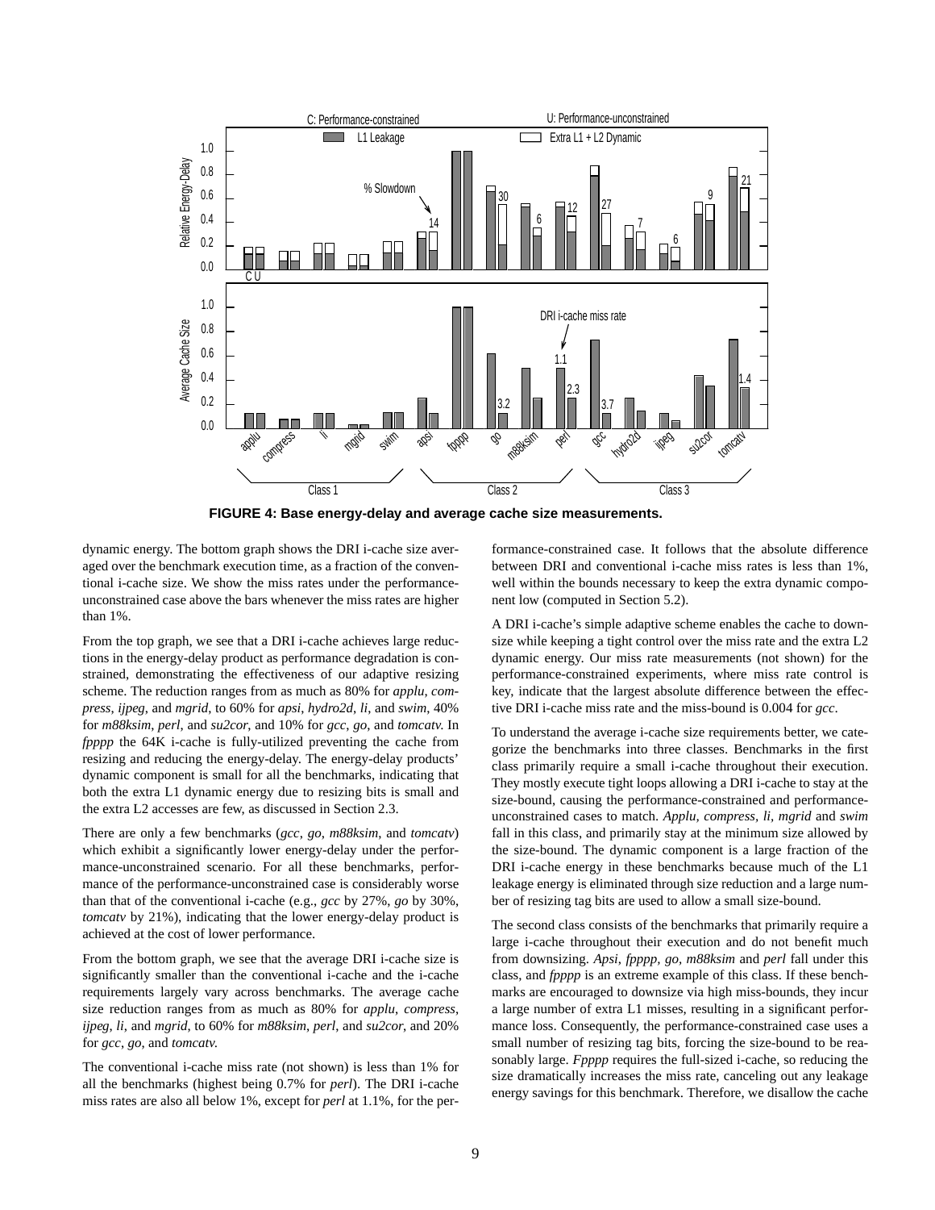**FIGURE 4: Base energy-delay and average cache size measurements.**

dynamic energy. The bottom graph shows the DRI i-cache size averaged over the benchmark execution time, as a fraction of the conventional i-cache size. We show the miss rates under the performance-unconstrained case above the bars whenever the miss rates are higher than 1%.

From the top graph, we see that a DRI i-cache achieves large reductions in the energy-delay product as performance degradation is constrained, demonstrating the effectiveness of our adaptive resizing scheme. The reduction ranges from as much as 80% for *applu*, *compress*, *ijpeg*, and *mgrid*, to 60% for *apsi*, *hydro2d*, *li*, and *swim*, 40% for *m88ksim*, *perl*, and *su2cor*, and 10% for *gcc*, *go*, and *tomcatv*. In *fpppp* the 64K i-cache is fully-utilized preventing the cache from resizing and reducing the energy-delay. The energy-delay products' dynamic component is small for all the benchmarks, indicating that both the extra L1 dynamic energy due to resizing bits is small and the extra L2 accesses are few, as discussed in Section 2.3.

There are only a few benchmarks (*gcc*, *go*, *m88ksim*, and *tomcatv*) which exhibit a significantly lower energy-delay under the performance-unconstrained scenario. For all these benchmarks, performance of the performance-unconstrained case is considerably worse than that of the conventional i-cache (e.g., *gcc* by 27%, *go* by 30%, *tomcatv* by 21%), indicating that the lower energy-delay product is achieved at the cost of lower performance.

From the bottom graph, we see that the average DRI i-cache size is significantly smaller than the conventional i-cache and the i-cache requirements largely vary across benchmarks. The average cache size reduction ranges from as much as 80% for *applu*, *compress*, *ijpeg*, *li*, and *mgrid*, to 60% for *m88ksim*, *perl*, and *su2cor*, and 20% for *gcc*, *go*, and *tomcatv*.

The conventional i-cache miss rate (not shown) is less than 1% for all the benchmarks (highest being 0.7% for *perl*). The DRI i-cache miss rates are also all below 1%, except for *perl* at 1.1%, for the performance-constrained case. It follows that the absolute difference between DRI and conventional i-cache miss rates is less than 1%, well within the bounds necessary to keep the extra dynamic component low (computed in Section 5.2).

A DRI i-cache's simple adaptive scheme enables the cache to downsize while keeping a tight control over the miss rate and the extra L2 dynamic energy. Our miss rate measurements (not shown) for the performance-constrained experiments, where miss rate control is key, indicate that the largest absolute difference between the effective DRI i-cache miss rate and the miss-bound is 0.004 for *gcc*.

To understand the average i-cache size requirements better, we categorize the benchmarks into three classes. Benchmarks in the first class primarily require a small i-cache throughout their execution. They mostly execute tight loops allowing a DRI i-cache to stay at the size-bound, causing the performance-constrained and performance-unconstrained cases to match. *Applu*, *compress*, *li*, *mgrid* and *swim* fall in this class, and primarily stay at the minimum size allowed by the size-bound. The dynamic component is a large fraction of the DRI i-cache energy in these benchmarks because much of the L1 leakage energy is eliminated through size reduction and a large number of resizing tag bits are used to allow a small size-bound.

The second class consists of the benchmarks that primarily require a large i-cache throughout their execution and do not benefit much from downsizing. *Apsi*, *fpppp*, *go*, *m88ksim* and *perl* fall under this class, and *fpppp* is an extreme example of this class. If these benchmarks are encouraged to downsize via high miss-bounds, they incur a large number of extra L1 misses, resulting in a significant performance loss. Consequently, the performance-constrained case uses a small number of resizing tag bits, forcing the size-bound to be reasonably large. *Fpppp* requires the full-sized i-cache, so reducing the size dramatically increases the miss rate, canceling out any leakage energy savings for this benchmark. Therefore, we disallow the cache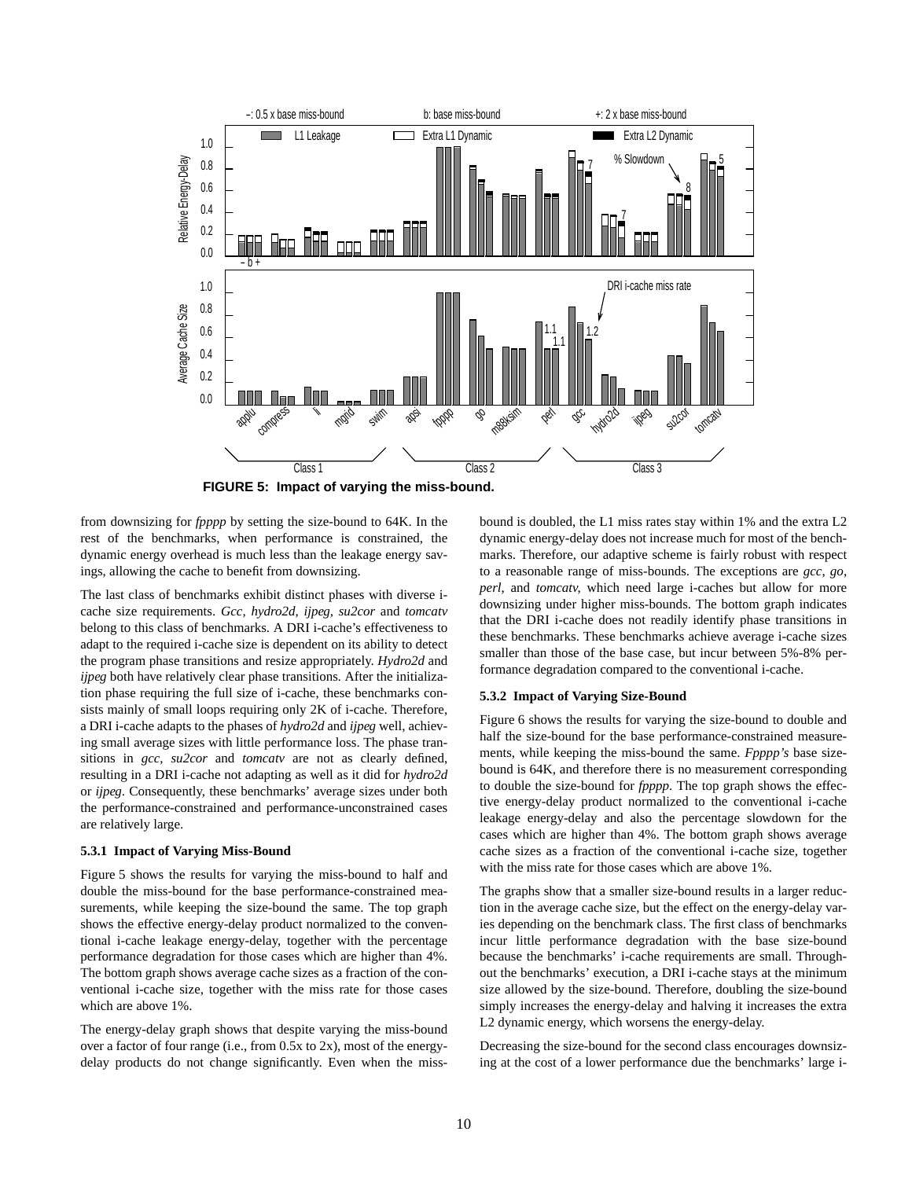**FIGURE 5: Impact of varying the miss-bound.**

from downsizing for *fpppp* by setting the size-bound to 64K. In the rest of the benchmarks, when performance is constrained, the dynamic energy overhead is much less than the leakage energy savings, allowing the cache to benefit from downsizing.

The last class of benchmarks exhibit distinct phases with diverse i-cache size requirements. *Gcc*, *hydro2d*, *ijpeg*, *su2cor* and *tomcatv* belong to this class of benchmarks. A DRI i-cache's effectiveness to adapt to the required i-cache size is dependent on its ability to detect the program phase transitions and resize appropriately. *Hydro2d* and *ijpeg* both have relatively clear phase transitions. After the initialization phase requiring the full size of i-cache, these benchmarks consists mainly of small loops requiring only 2K of i-cache. Therefore, a DRI i-cache adapts to the phases of *hydro2d* and *ijpeg* well, achieving small average sizes with little performance loss. The phase transitions in *gcc*, *su2cor* and *tomcatv* are not as clearly defined, resulting in a DRI i-cache not adapting as well as it did for *hydro2d* or *ijpeg*. Consequently, these benchmarks' average sizes under both the performance-constrained and performance-unconstrained cases are relatively large.

### 5.3.1 Impact of Varying Miss-Bound

Figure 5 shows the results for varying the miss-bound to half and double the miss-bound for the base performance-constrained measurements, while keeping the size-bound the same. The top graph shows the effective energy-delay product normalized to the conventional i-cache leakage energy-delay, together with the percentage performance degradation for those cases which are higher than 4%. The bottom graph shows average cache sizes as a fraction of the conventional i-cache size, together with the miss rate for those cases which are above 1%.

The energy-delay graph shows that despite varying the miss-bound over a factor of four range (i.e., from 0.5x to 2x), most of the energy-delay products do not change significantly. Even when the miss-bound is doubled, the L1 miss rates stay within 1% and the extra L2 dynamic energy-delay does not increase much for most of the benchmarks. Therefore, our adaptive scheme is fairly robust with respect to a reasonable range of miss-bounds. The exceptions are *gcc*, *go*, *perl*, and *tomcatv*, which need large i-caches but allow for more downsizing under higher miss-bounds. The bottom graph indicates that the DRI i-cache does not readily identify phase transitions in these benchmarks. These benchmarks achieve average i-cache sizes smaller than those of the base case, but incur between 5%-8% performance degradation compared to the conventional i-cache.

### 5.3.2 Impact of Varying Size-Bound

Figure 6 shows the results for varying the size-bound to double and half the size-bound for the base performance-constrained measurements, while keeping the miss-bound the same. *Fpppp's* base size-bound is 64K, and therefore there is no measurement corresponding to double the size-bound for *fpppp*. The top graph shows the effective energy-delay product normalized to the conventional i-cache leakage energy-delay and also the percentage slowdown for the cases which are higher than 4%. The bottom graph shows average cache sizes as a fraction of the conventional i-cache size, together with the miss rate for those cases which are above 1%.

The graphs show that a smaller size-bound results in a larger reduction in the average cache size, but the effect on the energy-delay varies depending on the benchmark class. The first class of benchmarks incur little performance degradation with the base size-bound because the benchmarks' i-cache requirements are small. Throughout the benchmarks' execution, a DRI i-cache stays at the minimum size allowed by the size-bound. Therefore, doubling the size-bound simply increases the energy-delay and halving it increases the extra L2 dynamic energy, which worsens the energy-delay.

Decreasing the size-bound for the second class encourages downsizing at the cost of a lower performance due the benchmarks' large i-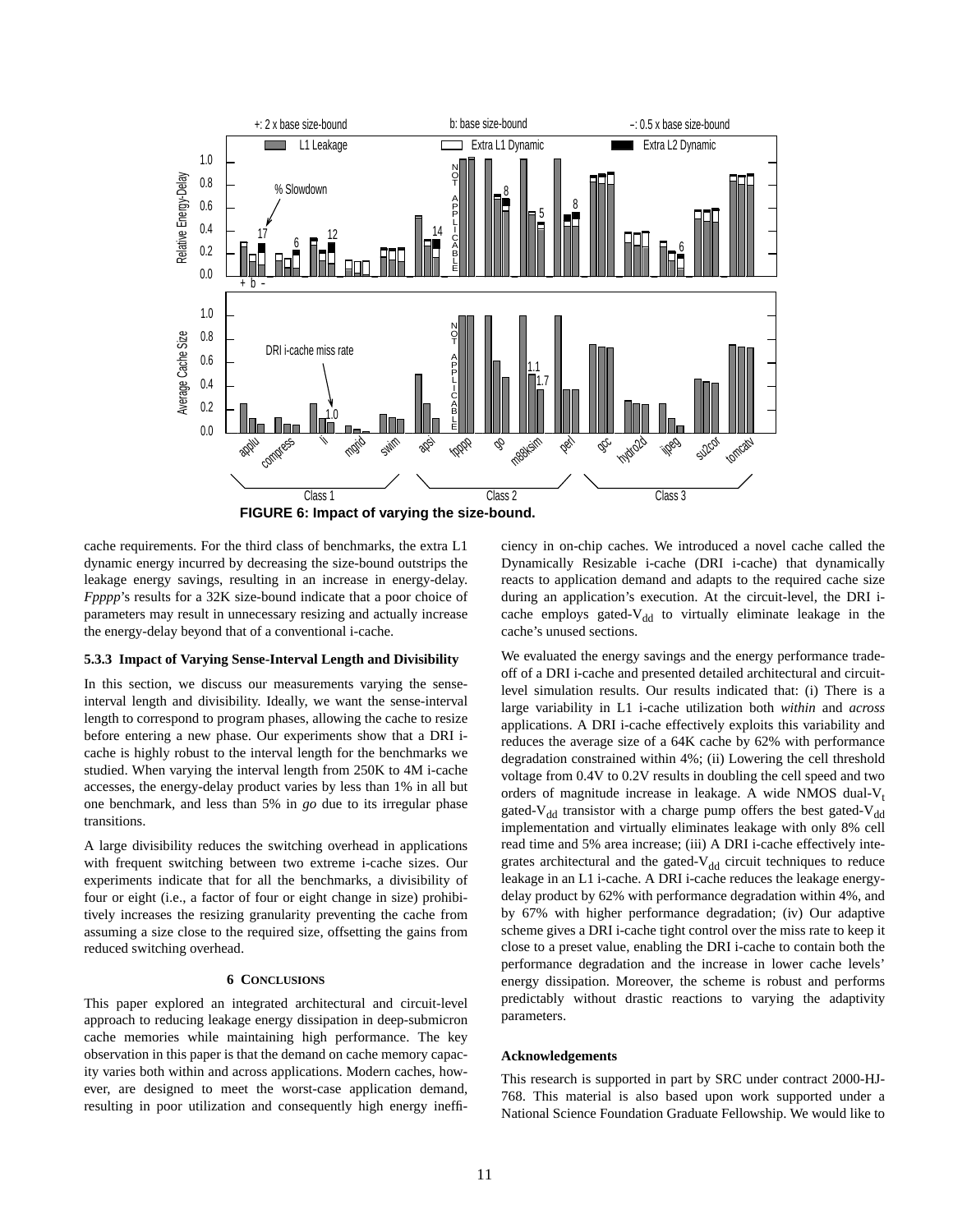FIGURE 6: Impact of varying the size-bound.

cache requirements. For the third class of benchmarks, the extra L1 dynamic energy incurred by decreasing the size-bound outstrips the leakage energy savings, resulting in an increase in energy-delay. *Fpppp*'s results for a 32K size-bound indicate that a poor choice of parameters may result in unnecessary resizing and actually increase the energy-delay beyond that of a conventional i-cache.

### 5.3.3 Impact of Varying Sense-Interval Length and Divisibility

In this section, we discuss our measurements varying the sense-interval length and divisibility. Ideally, we want the sense-interval length to correspond to program phases, allowing the cache to resize before entering a new phase. Our experiments show that a DRI i-cache is highly robust to the interval length for the benchmarks we studied. When varying the interval length from 250K to 4M i-cache accesses, the energy-delay product varies by less than 1% in all but one benchmark, and less than 5% in *go* due to its irregular phase transitions.

A large divisibility reduces the switching overhead in applications with frequent switching between two extreme i-cache sizes. Our experiments indicate that for all the benchmarks, a divisibility of four or eight (i.e., a factor of four or eight change in size) prohibitively increases the resizing granularity preventing the cache from assuming a size close to the required size, offsetting the gains from reduced switching overhead.

## 6 Conclusions

This paper explored an integrated architectural and circuit-level approach to reducing leakage energy dissipation in deep-submicron cache memories while maintaining high performance. The key observation in this paper is that the demand on cache memory capacity varies both within and across applications. Modern caches, however, are designed to meet the worst-case application demand, resulting in poor utilization and consequently high energy inefficiency in on-chip caches. We introduced a novel cache called the Dynamically Resizable i-cache (DRI i-cache) that dynamically reacts to application demand and adapts to the required cache size during an application's execution. At the circuit-level, the DRI i-cache employs gated-$V_{dd}$ to virtually eliminate leakage in the cache's unused sections.

We evaluated the energy savings and the energy performance trade-off of a DRI i-cache and presented detailed architectural and circuit-level simulation results. Our results indicated that: (i) There is a large variability in L1 i-cache utilization both *within* and *across* applications. A DRI i-cache effectively exploits this variability and reduces the average size of a 64K cache by 62% with performance degradation constrained within 4%; (ii) Lowering the cell threshold voltage from 0.4V to 0.2V results in doubling the cell speed and two orders of magnitude increase in leakage. A wide NMOS dual-$V_t$ gated-$V_{dd}$ transistor with a charge pump offers the best gated-$V_{dd}$ implementation and virtually eliminates leakage with only 8% cell read time and 5% area increase; (iii) A DRI i-cache effectively integrates architectural and the gated-$V_{dd}$ circuit techniques to reduce leakage in an L1 i-cache. A DRI i-cache reduces the leakage energy-delay product by 62% with performance degradation within 4%, and by 67% with higher performance degradation; (iv) Our adaptive scheme gives a DRI i-cache tight control over the miss rate to keep it close to a preset value, enabling the DRI i-cache to contain both the performance degradation and the increase in lower cache levels' energy dissipation. Moreover, the scheme is robust and performs predictably without drastic reactions to varying the adaptivity parameters.

### Acknowledgements

This research is supported in part by SRC under contract 2000-HJ-768. This material is also based upon work supported under a National Science Foundation Graduate Fellowship. We would like to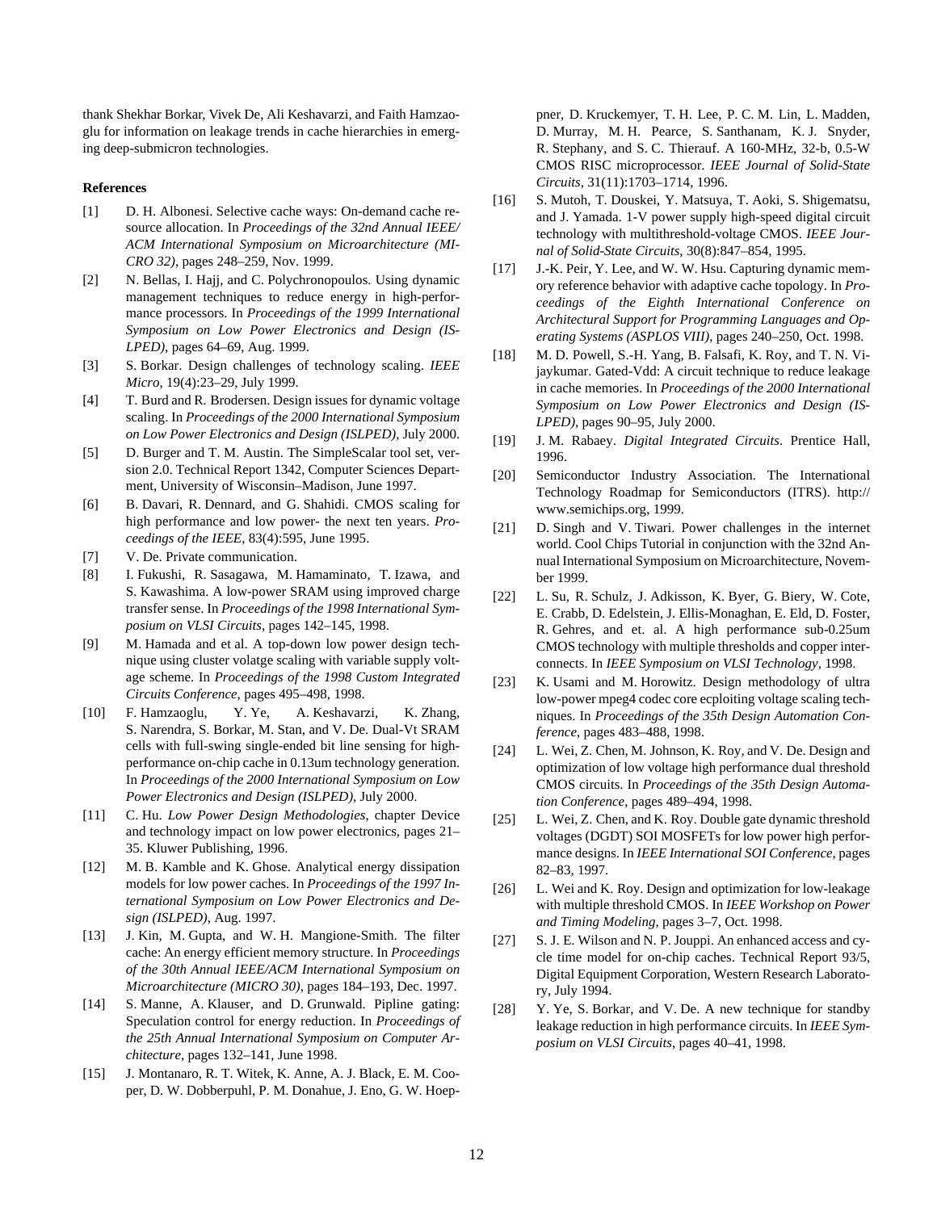thank Shekhar Borkar, Vivek De, Ali Keshavarzi, and Faith Hamzaoglu for information on leakage trends in cache hierarchies in emerging deep-submicron technologies.

**References**

[1] D. H. Albonesi. Selective cache ways: On-demand cache resource allocation. In *Proceedings of the 32nd Annual IEEE/ACM International Symposium on Microarchitecture (MICRO 32)*, pages 248–259, Nov. 1999.

[2] N. Bellas, I. Hajj, and C. Polychronopoulos. Using dynamic management techniques to reduce energy in high-performance processors. In *Proceedings of the 1999 International Symposium on Low Power Electronics and Design (ISLPED)*, pages 64–69, Aug. 1999.

[3] S. Borkar. Design challenges of technology scaling. *IEEE Micro*, 19(4):23–29, July 1999.

[4] T. Burd and R. Brodersen. Design issues for dynamic voltage scaling. In *Proceedings of the 2000 International Symposium on Low Power Electronics and Design (ISLPED)*, July 2000.

[5] D. Burger and T. M. Austin. The SimpleScalar tool set, version 2.0. Technical Report 1342, Computer Sciences Department, University of Wisconsin–Madison, June 1997.

[6] B. Davari, R. Dennard, and G. Shahidi. CMOS scaling for high performance and low power- the next ten years. *Proceedings of the IEEE*, 83(4):595, June 1995.

[7] V. De. Private communication.

[8] I. Fukushi, R. Sasagawa, M. Hamaminato, T. Izawa, and S. Kawashima. A low-power SRAM using improved charge transfer sense. In *Proceedings of the 1998 International Symposium on VLSI Circuits*, pages 142–145, 1998.

[9] M. Hamada and et al. A top-down low power design technique using cluster volatge scaling with variable supply voltage scheme. In *Proceedings of the 1998 Custom Integrated Circuits Conference*, pages 495–498, 1998.

[10] F. Hamzaoglu, Y. Ye, A. Keshavarzi, K. Zhang, S. Narendra, S. Borkar, M. Stan, and V. De. Dual-Vt SRAM cells with full-swing single-ended bit line sensing for high-performance on-chip cache in 0.13um technology generation. In *Proceedings of the 2000 International Symposium on Low Power Electronics and Design (ISLPED)*, July 2000.

[11] C. Hu. *Low Power Design Methodologies*, chapter Device and technology impact on low power electronics, pages 21–35. Kluwer Publishing, 1996.

[12] M. B. Kamble and K. Ghose. Analytical energy dissipation models for low power caches. In *Proceedings of the 1997 International Symposium on Low Power Electronics and Design (ISLPED)*, Aug. 1997.

[13] J. Kin, M. Gupta, and W. H. Mangione-Smith. The filter cache: An energy efficient memory structure. In *Proceedings of the 30th Annual IEEE/ACM International Symposium on Microarchitecture (MICRO 30)*, pages 184–193, Dec. 1997.

[14] S. Manne, A. Klauser, and D. Grunwald. Pipline gating: Speculation control for energy reduction. In *Proceedings of the 25th Annual International Symposium on Computer Architecture*, pages 132–141, June 1998.

[15] J. Montanaro, R. T. Witek, K. Anne, A. J. Black, E. M. Cooper, D. W. Dobberpuhl, P. M. Donahue, J. Eno, G. W. Hoeppner, D. Kruckemyer, T. H. Lee, P. C. M. Lin, L. Madden, D. Murray, M. H. Pearce, S. Santhanam, K. J. Snyder, R. Stephany, and S. C. Thierauf. A 160-MHz, 32-b, 0.5-W CMOS RISC microprocessor. *IEEE Journal of Solid-State Circuits*, 31(11):1703–1714, 1996.

[16] S. Mutoh, T. Douskei, Y. Matsuya, T. Aoki, S. Shigematsu, and J. Yamada. 1-V power supply high-speed digital circuit technology with multithreshold-voltage CMOS. *IEEE Journal of Solid-State Circuits*, 30(8):847–854, 1995.

[17] J.-K. Peir, Y. Lee, and W. W. Hsu. Capturing dynamic memory reference behavior with adaptive cache topology. In *Proceedings of the Eighth International Conference on Architectural Support for Programming Languages and Operating Systems (ASPLOS VIII)*, pages 240–250, Oct. 1998.

[18] M. D. Powell, S.-H. Yang, B. Falsafi, K. Roy, and T. N. Vijaykumar. Gated-Vdd: A circuit technique to reduce leakage in cache memories. In *Proceedings of the 2000 International Symposium on Low Power Electronics and Design (ISLPED)*, pages 90–95, July 2000.

[19] J. M. Rabaey. *Digital Integrated Circuits*. Prentice Hall, 1996.

[20] Semiconductor Industry Association. The International Technology Roadmap for Semiconductors (ITRS). http://www.semichips.org, 1999.

[21] D. Singh and V. Tiwari. Power challenges in the internet world. Cool Chips Tutorial in conjunction with the 32nd Annual International Symposium on Microarchitecture, November 1999.

[22] L. Su, R. Schulz, J. Adkisson, K. Byer, G. Biery, W. Cote, E. Crabb, D. Edelstein, J. Ellis-Monaghan, E. Eld, D. Foster, R. Gehres, and et. al. A high performance sub-0.25um CMOS technology with multiple thresholds and copper interconnects. In *IEEE Symposium on VLSI Technology*, 1998.

[23] K. Usami and M. Horowitz. Design methodology of ultra low-power mpeg4 codec core ecploiting voltage scaling techniques. In *Proceedings of the 35th Design Automation Conference*, pages 483–488, 1998.

[24] L. Wei, Z. Chen, M. Johnson, K. Roy, and V. De. Design and optimization of low voltage high performance dual threshold CMOS circuits. In *Proceedings of the 35th Design Automation Conference*, pages 489–494, 1998.

[25] L. Wei, Z. Chen, and K. Roy. Double gate dynamic threshold voltages (DGDT) SOI MOSFETs for low power high performance designs. In *IEEE International SOI Conference*, pages 82–83, 1997.

[26] L. Wei and K. Roy. Design and optimization for low-leakage with multiple threshold CMOS. In *IEEE Workshop on Power and Timing Modeling*, pages 3–7, Oct. 1998.

[27] S. J. E. Wilson and N. P. Jouppi. An enhanced access and cycle time model for on-chip caches. Technical Report 93/5, Digital Equipment Corporation, Western Research Laboratory, July 1994.

[28] Y. Ye, S. Borkar, and V. De. A new technique for standby leakage reduction in high performance circuits. In *IEEE Symposium on VLSI Circuits*, pages 40–41, 1998.